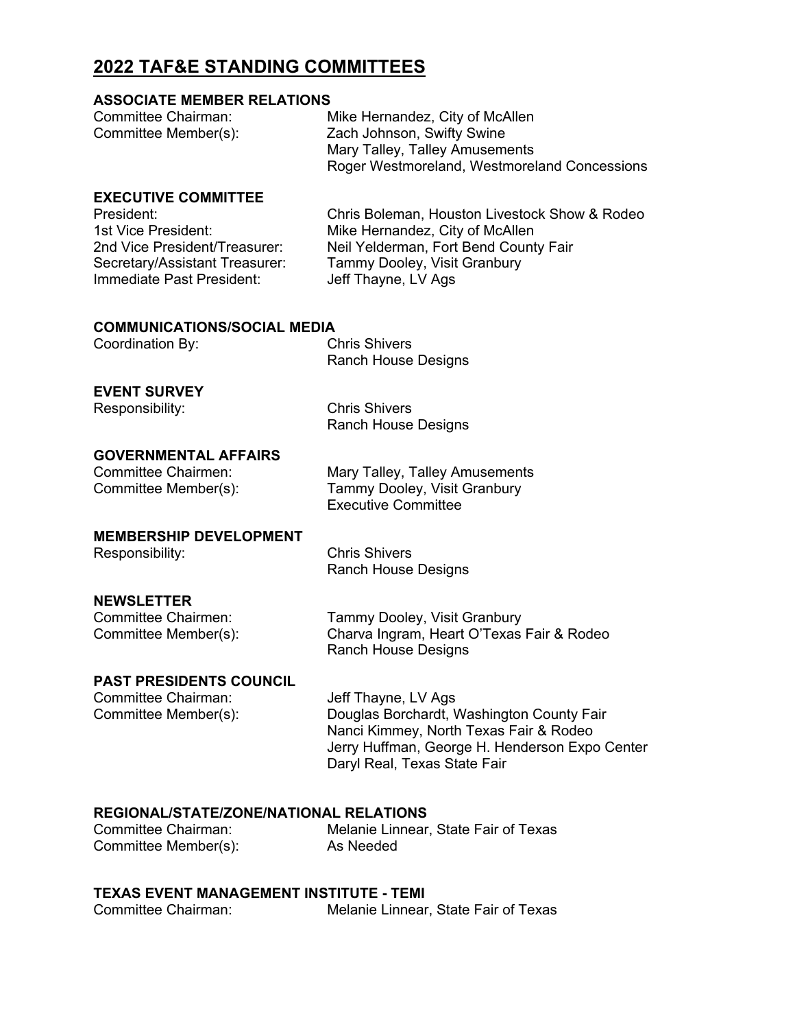# 2022 TAF&E STANDING COMMITTEES

## ASSOCIATE MEMBER RELATIONS

Committee Chairman: Mike Hernandez, City of McAllen
Committee Member(s): Zach Johnson, Swifty Swine
Mary Talley, Talley Amusements
Roger Westmoreland, Westmoreland Concessions

## EXECUTIVE COMMITTEE

President: Chris Boleman, Houston Livestock Show & Rodeo
1st Vice President: Mike Hernandez, City of McAllen
2nd Vice President/Treasurer: Neil Yelderman, Fort Bend County Fair
Secretary/Assistant Treasurer: Tammy Dooley, Visit Granbury
Immediate Past President: Jeff Thayne, LV Ags

## COMMUNICATIONS/SOCIAL MEDIA

Coordination By: Chris Shivers
Ranch House Designs

## EVENT SURVEY

Responsibility: Chris Shivers
Ranch House Designs

## GOVERNMENTAL AFFAIRS

Committee Chairmen: Mary Talley, Talley Amusements
Committee Member(s): Tammy Dooley, Visit Granbury
Executive Committee

## MEMBERSHIP DEVELOPMENT

Responsibility: Chris Shivers
Ranch House Designs

## NEWSLETTER

Committee Chairmen: Tammy Dooley, Visit Granbury
Committee Member(s): Charva Ingram, Heart O'Texas Fair & Rodeo
Ranch House Designs

## PAST PRESIDENTS COUNCIL

Committee Chairman: Jeff Thayne, LV Ags
Committee Member(s): Douglas Borchardt, Washington County Fair
Nanci Kimmey, North Texas Fair & Rodeo
Jerry Huffman, George H. Henderson Expo Center
Daryl Real, Texas State Fair

## REGIONAL/STATE/ZONE/NATIONAL RELATIONS

Committee Chairman: Melanie Linnear, State Fair of Texas
Committee Member(s): As Needed

## TEXAS EVENT MANAGEMENT INSTITUTE - TEMI

Committee Chairman: Melanie Linnear, State Fair of Texas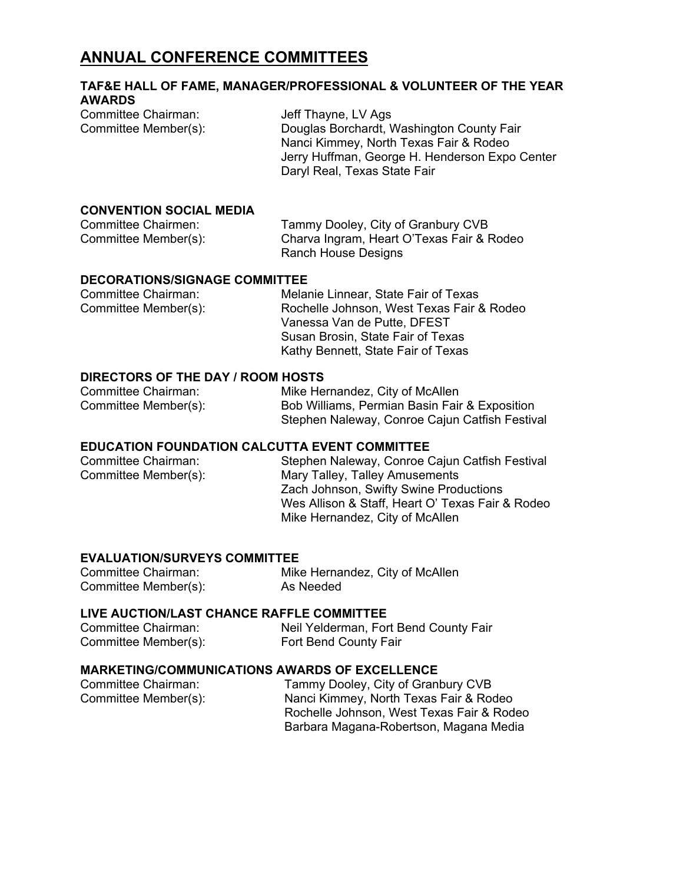# ANNUAL CONFERENCE COMMITTEES

### TAF&E HALL OF FAME, MANAGER/PROFESSIONAL & VOLUNTEER OF THE YEAR AWARDS

Committee Chairman: Jeff Thayne, LV Ags
Committee Member(s): Douglas Borchardt, Washington County Fair
Nanci Kimmey, North Texas Fair & Rodeo
Jerry Huffman, George H. Henderson Expo Center
Daryl Real, Texas State Fair

### CONVENTION SOCIAL MEDIA

Committee Chairmen: Tammy Dooley, City of Granbury CVB
Committee Member(s): Charva Ingram, Heart O'Texas Fair & Rodeo
Ranch House Designs

### DECORATIONS/SIGNAGE COMMITTEE

Committee Chairman: Melanie Linnear, State Fair of Texas
Committee Member(s): Rochelle Johnson, West Texas Fair & Rodeo
Vanessa Van de Putte, DFEST
Susan Brosin, State Fair of Texas
Kathy Bennett, State Fair of Texas

### DIRECTORS OF THE DAY / ROOM HOSTS

Committee Chairman: Mike Hernandez, City of McAllen
Committee Member(s): Bob Williams, Permian Basin Fair & Exposition
Stephen Naleway, Conroe Cajun Catfish Festival

### EDUCATION FOUNDATION CALCUTTA EVENT COMMITTEE

Committee Chairman: Stephen Naleway, Conroe Cajun Catfish Festival
Committee Member(s): Mary Talley, Talley Amusements
Zach Johnson, Swifty Swine Productions
Wes Allison & Staff, Heart O' Texas Fair & Rodeo
Mike Hernandez, City of McAllen

### EVALUATION/SURVEYS COMMITTEE

Committee Chairman: Mike Hernandez, City of McAllen
Committee Member(s): As Needed

### LIVE AUCTION/LAST CHANCE RAFFLE COMMITTEE

Committee Chairman: Neil Yelderman, Fort Bend County Fair
Committee Member(s): Fort Bend County Fair

### MARKETING/COMMUNICATIONS AWARDS OF EXCELLENCE

Committee Chairman: Tammy Dooley, City of Granbury CVB
Committee Member(s): Nanci Kimmey, North Texas Fair & Rodeo
Rochelle Johnson, West Texas Fair & Rodeo
Barbara Magana-Robertson, Magana Media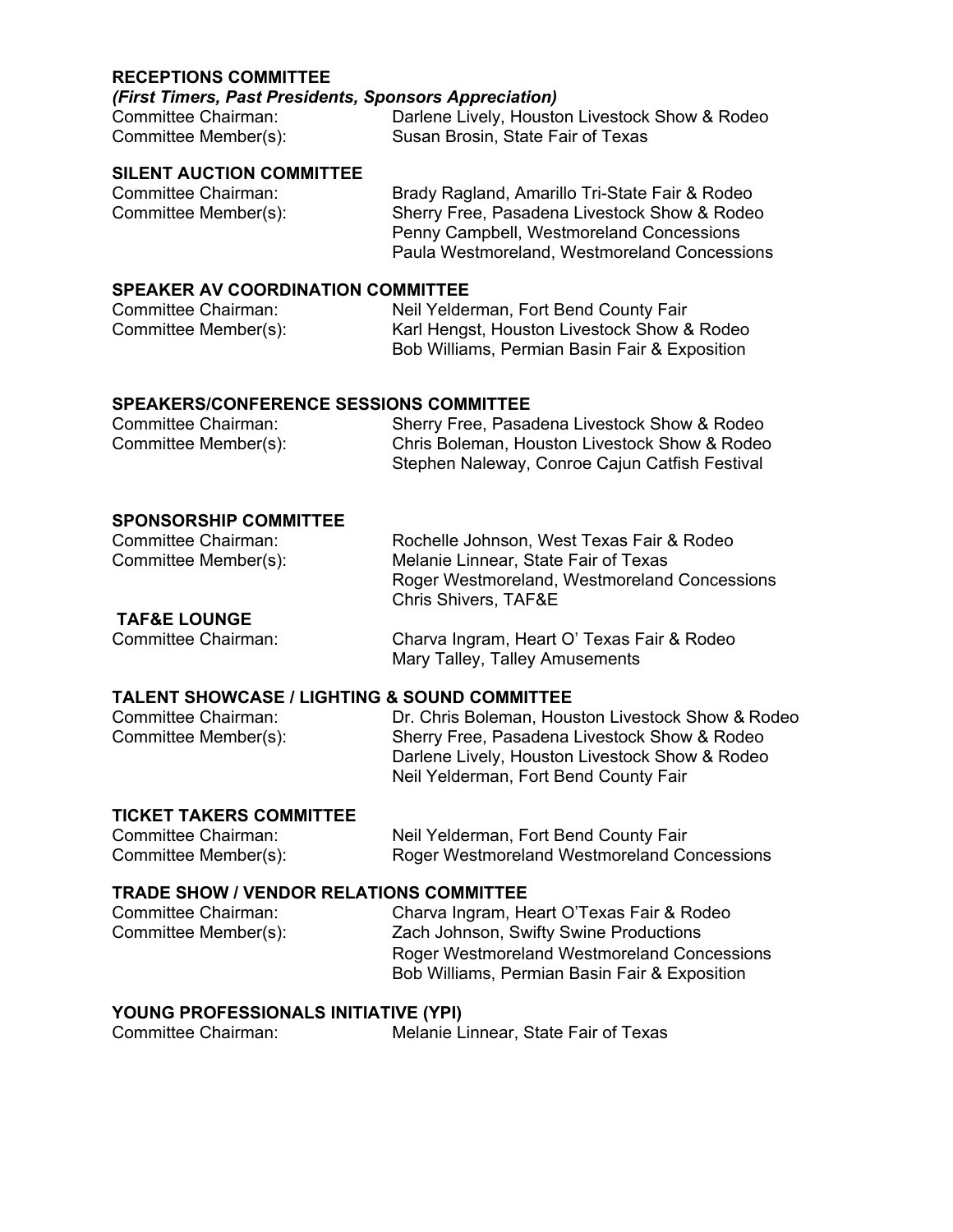**RECEPTIONS COMMITTEE**
***(First Timers, Past Presidents, Sponsors Appreciation)***

Committee Chairman: Darlene Lively, Houston Livestock Show & Rodeo
Committee Member(s): Susan Brosin, State Fair of Texas

**SILENT AUCTION COMMITTEE**

Committee Chairman: Brady Ragland, Amarillo Tri-State Fair & Rodeo
Committee Member(s): Sherry Free, Pasadena Livestock Show & Rodeo
Penny Campbell, Westmoreland Concessions
Paula Westmoreland, Westmoreland Concessions

**SPEAKER AV COORDINATION COMMITTEE**

Committee Chairman: Neil Yelderman, Fort Bend County Fair
Committee Member(s): Karl Hengst, Houston Livestock Show & Rodeo
Bob Williams, Permian Basin Fair & Exposition

**SPEAKERS/CONFERENCE SESSIONS COMMITTEE**

Committee Chairman: Sherry Free, Pasadena Livestock Show & Rodeo
Committee Member(s): Chris Boleman, Houston Livestock Show & Rodeo
Stephen Naleway, Conroe Cajun Catfish Festival

**SPONSORSHIP COMMITTEE**

Committee Chairman: Rochelle Johnson, West Texas Fair & Rodeo
Committee Member(s): Melanie Linnear, State Fair of Texas
Roger Westmoreland, Westmoreland Concessions
Chris Shivers, TAF&E

**TAF&E LOUNGE**

Committee Chairman: Charva Ingram, Heart O' Texas Fair & Rodeo
Mary Talley, Talley Amusements

**TALENT SHOWCASE / LIGHTING & SOUND COMMITTEE**

Committee Chairman: Dr. Chris Boleman, Houston Livestock Show & Rodeo
Committee Member(s): Sherry Free, Pasadena Livestock Show & Rodeo
Darlene Lively, Houston Livestock Show & Rodeo
Neil Yelderman, Fort Bend County Fair

**TICKET TAKERS COMMITTEE**

Committee Chairman: Neil Yelderman, Fort Bend County Fair
Committee Member(s): Roger Westmoreland Westmoreland Concessions

**TRADE SHOW / VENDOR RELATIONS COMMITTEE**

Committee Chairman: Charva Ingram, Heart O'Texas Fair & Rodeo
Committee Member(s): Zach Johnson, Swifty Swine Productions
Roger Westmoreland Westmoreland Concessions
Bob Williams, Permian Basin Fair & Exposition

**YOUNG PROFESSIONALS INITIATIVE (YPI)**

Committee Chairman: Melanie Linnear, State Fair of Texas